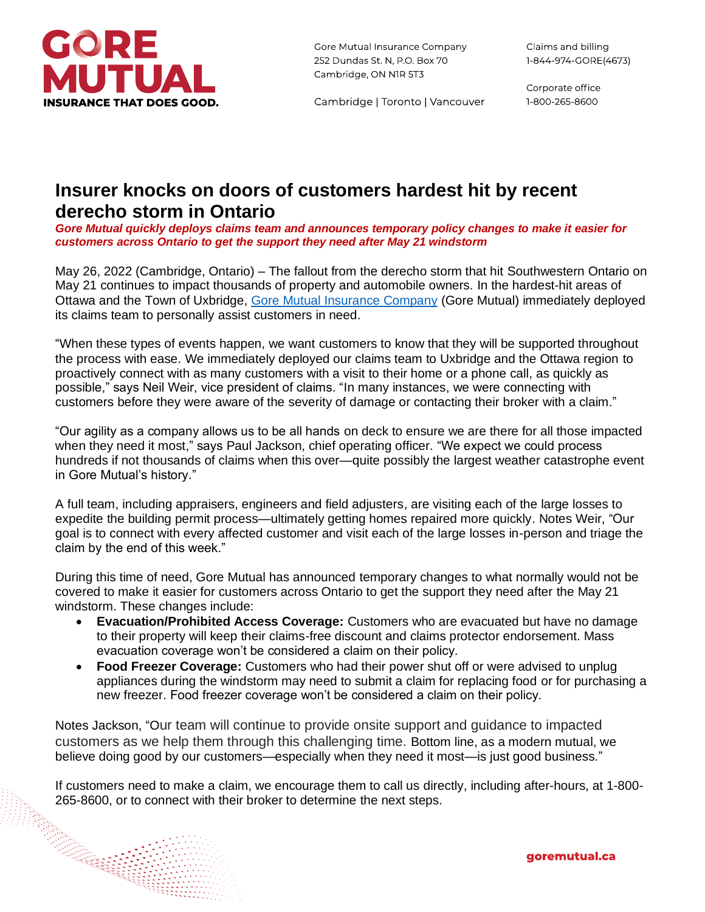**GORE MUTUAL**
**INSURANCE THAT DOES GOOD.**

Gore Mutual Insurance Company
252 Dundas St. N, P.O. Box 70
Cambridge, ON N1R 5T3

Cambridge | Toronto | Vancouver

Claims and billing
1-844-974-GORE(4673)

Corporate office
1-800-265-8600

# Insurer knocks on doors of customers hardest hit by recent derecho storm in Ontario

***Gore Mutual quickly deploys claims team and announces temporary policy changes to make it easier for customers across Ontario to get the support they need after May 21 windstorm***

May 26, 2022 (Cambridge, Ontario) – The fallout from the derecho storm that hit Southwestern Ontario on May 21 continues to impact thousands of property and automobile owners. In the hardest-hit areas of Ottawa and the Town of Uxbridge, Gore Mutual Insurance Company (Gore Mutual) immediately deployed its claims team to personally assist customers in need.

"When these types of events happen, we want customers to know that they will be supported throughout the process with ease. We immediately deployed our claims team to Uxbridge and the Ottawa region to proactively connect with as many customers with a visit to their home or a phone call, as quickly as possible," says Neil Weir, vice president of claims. "In many instances, we were connecting with customers before they were aware of the severity of damage or contacting their broker with a claim."

"Our agility as a company allows us to be all hands on deck to ensure we are there for all those impacted when they need it most," says Paul Jackson, chief operating officer. "We expect we could process hundreds if not thousands of claims when this over—quite possibly the largest weather catastrophe event in Gore Mutual's history."

A full team, including appraisers, engineers and field adjusters, are visiting each of the large losses to expedite the building permit process—ultimately getting homes repaired more quickly. Notes Weir, "Our goal is to connect with every affected customer and visit each of the large losses in-person and triage the claim by the end of this week."

During this time of need, Gore Mutual has announced temporary changes to what normally would not be covered to make it easier for customers across Ontario to get the support they need after the May 21 windstorm. These changes include:

- **Evacuation/Prohibited Access Coverage:** Customers who are evacuated but have no damage to their property will keep their claims-free discount and claims protector endorsement. Mass evacuation coverage won't be considered a claim on their policy.
- **Food Freezer Coverage:** Customers who had their power shut off or were advised to unplug appliances during the windstorm may need to submit a claim for replacing food or for purchasing a new freezer. Food freezer coverage won't be considered a claim on their policy.

Notes Jackson, "Our team will continue to provide onsite support and guidance to impacted customers as we help them through this challenging time. Bottom line, as a modern mutual, we believe doing good by our customers—especially when they need it most—is just good business."

If customers need to make a claim, we encourage them to call us directly, including after-hours, at 1-800-265-8600, or to connect with their broker to determine the next steps.

goremutual.ca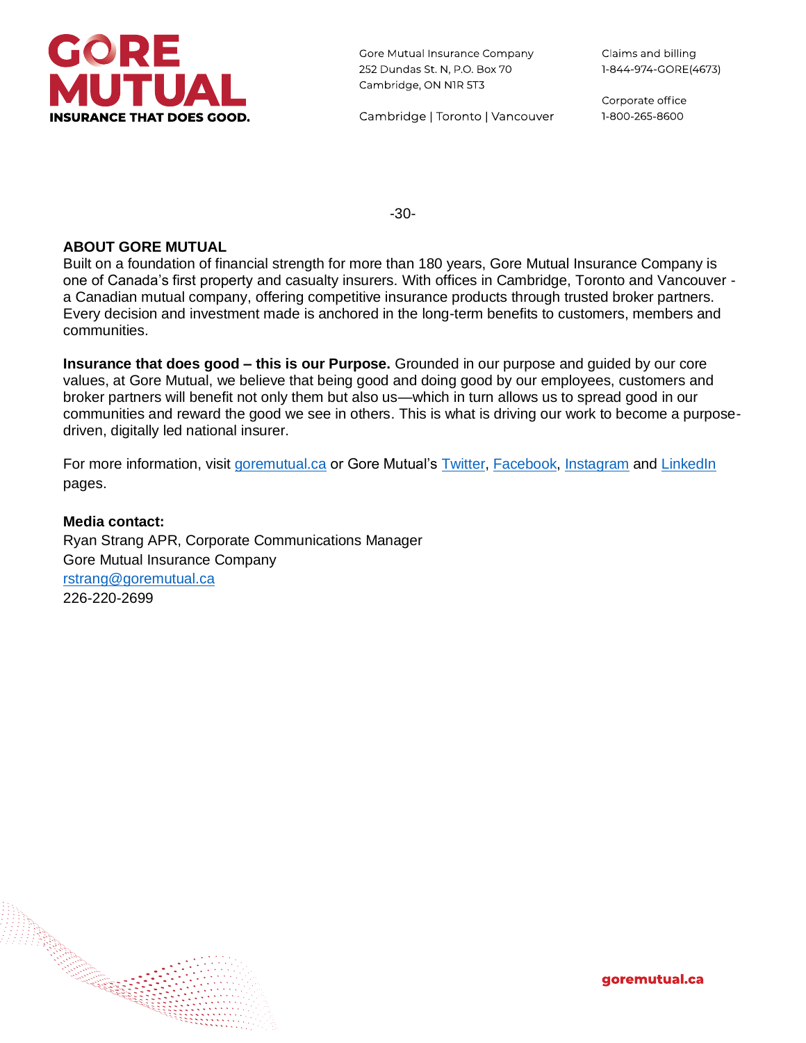-30-

**ABOUT GORE MUTUAL**
Built on a foundation of financial strength for more than 180 years, Gore Mutual Insurance Company is one of Canada's first property and casualty insurers. With offices in Cambridge, Toronto and Vancouver - a Canadian mutual company, offering competitive insurance products through trusted broker partners. Every decision and investment made is anchored in the long-term benefits to customers, members and communities.

**Insurance that does good – this is our Purpose.** Grounded in our purpose and guided by our core values, at Gore Mutual, we believe that being good and doing good by our employees, customers and broker partners will benefit not only them but also us—which in turn allows us to spread good in our communities and reward the good we see in others. This is what is driving our work to become a purpose-driven, digitally led national insurer.

For more information, visit goremutual.ca or Gore Mutual's Twitter, Facebook, Instagram and LinkedIn pages.

**Media contact:**
Ryan Strang APR, Corporate Communications Manager
Gore Mutual Insurance Company
rstrang@goremutual.ca
226-220-2699